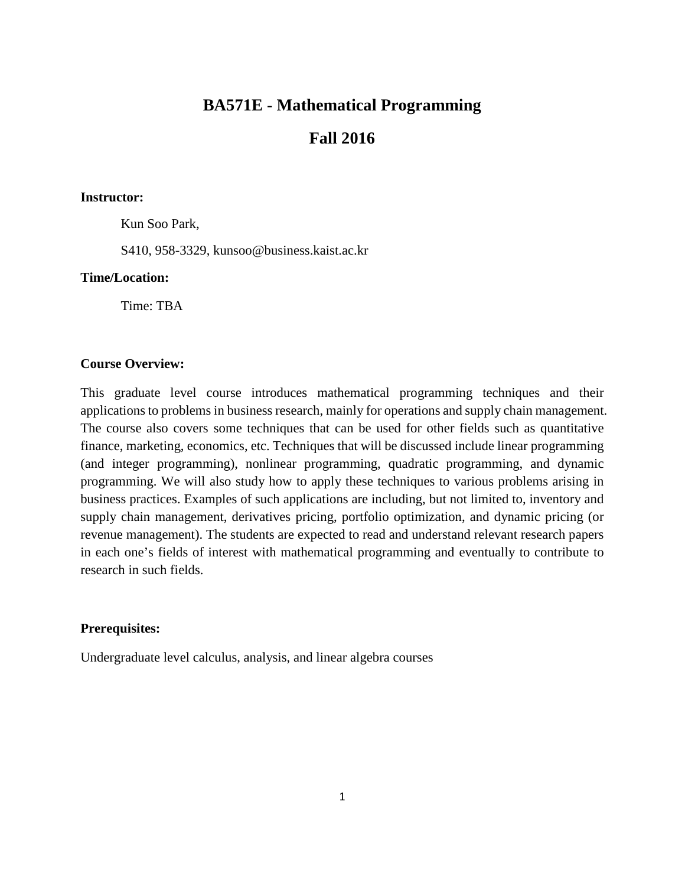# BA571E - Mathematical Programming

## Fall 2016

**Instructor:**

Kun Soo Park,

S410, 958-3329, kunsoo@business.kaist.ac.kr

**Time/Location:**

Time: TBA

**Course Overview:**

This graduate level course introduces mathematical programming techniques and their applications to problems in business research, mainly for operations and supply chain management. The course also covers some techniques that can be used for other fields such as quantitative finance, marketing, economics, etc. Techniques that will be discussed include linear programming (and integer programming), nonlinear programming, quadratic programming, and dynamic programming. We will also study how to apply these techniques to various problems arising in business practices. Examples of such applications are including, but not limited to, inventory and supply chain management, derivatives pricing, portfolio optimization, and dynamic pricing (or revenue management). The students are expected to read and understand relevant research papers in each one's fields of interest with mathematical programming and eventually to contribute to research in such fields.

**Prerequisites:**

Undergraduate level calculus, analysis, and linear algebra courses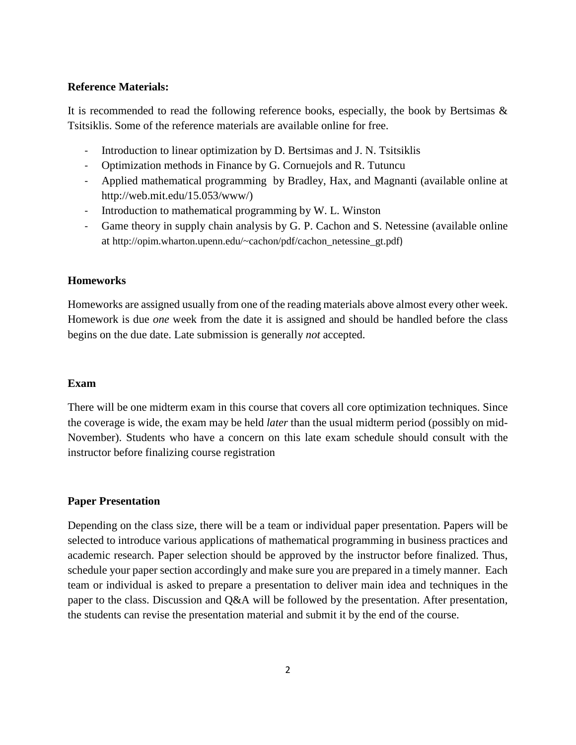**Reference Materials:**

It is recommended to read the following reference books, especially, the book by Bertsimas & Tsitsiklis. Some of the reference materials are available online for free.

- Introduction to linear optimization by D. Bertsimas and J. N. Tsitsiklis
- Optimization methods in Finance by G. Cornuejols and R. Tutuncu
- Applied mathematical programming by Bradley, Hax, and Magnanti (available online at http://web.mit.edu/15.053/www/)
- Introduction to mathematical programming by W. L. Winston
- Game theory in supply chain analysis by G. P. Cachon and S. Netessine (available online at http://opim.wharton.upenn.edu/~cachon/pdf/cachon_netessine_gt.pdf)

**Homeworks**

Homeworks are assigned usually from one of the reading materials above almost every other week. Homework is due *one* week from the date it is assigned and should be handled before the class begins on the due date. Late submission is generally *not* accepted.

**Exam**

There will be one midterm exam in this course that covers all core optimization techniques. Since the coverage is wide, the exam may be held *later* than the usual midterm period (possibly on mid-November). Students who have a concern on this late exam schedule should consult with the instructor before finalizing course registration

**Paper Presentation**

Depending on the class size, there will be a team or individual paper presentation. Papers will be selected to introduce various applications of mathematical programming in business practices and academic research. Paper selection should be approved by the instructor before finalized. Thus, schedule your paper section accordingly and make sure you are prepared in a timely manner. Each team or individual is asked to prepare a presentation to deliver main idea and techniques in the paper to the class. Discussion and Q&A will be followed by the presentation. After presentation, the students can revise the presentation material and submit it by the end of the course.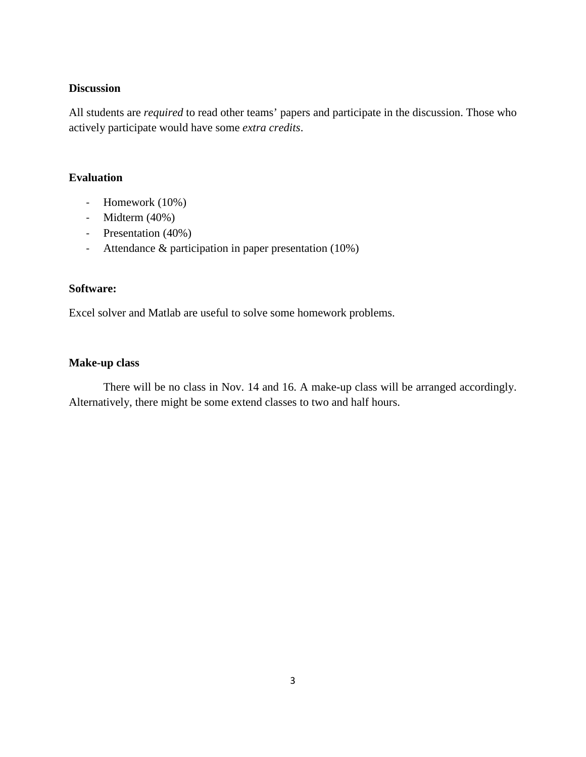**Discussion**

All students are *required* to read other teams' papers and participate in the discussion. Those who actively participate would have some *extra credits*.

**Evaluation**

- Homework (10%)
- Midterm (40%)
- Presentation (40%)
- Attendance & participation in paper presentation (10%)

**Software:**

Excel solver and Matlab are useful to solve some homework problems.

**Make-up class**

There will be no class in Nov. 14 and 16. A make-up class will be arranged accordingly. Alternatively, there might be some extend classes to two and half hours.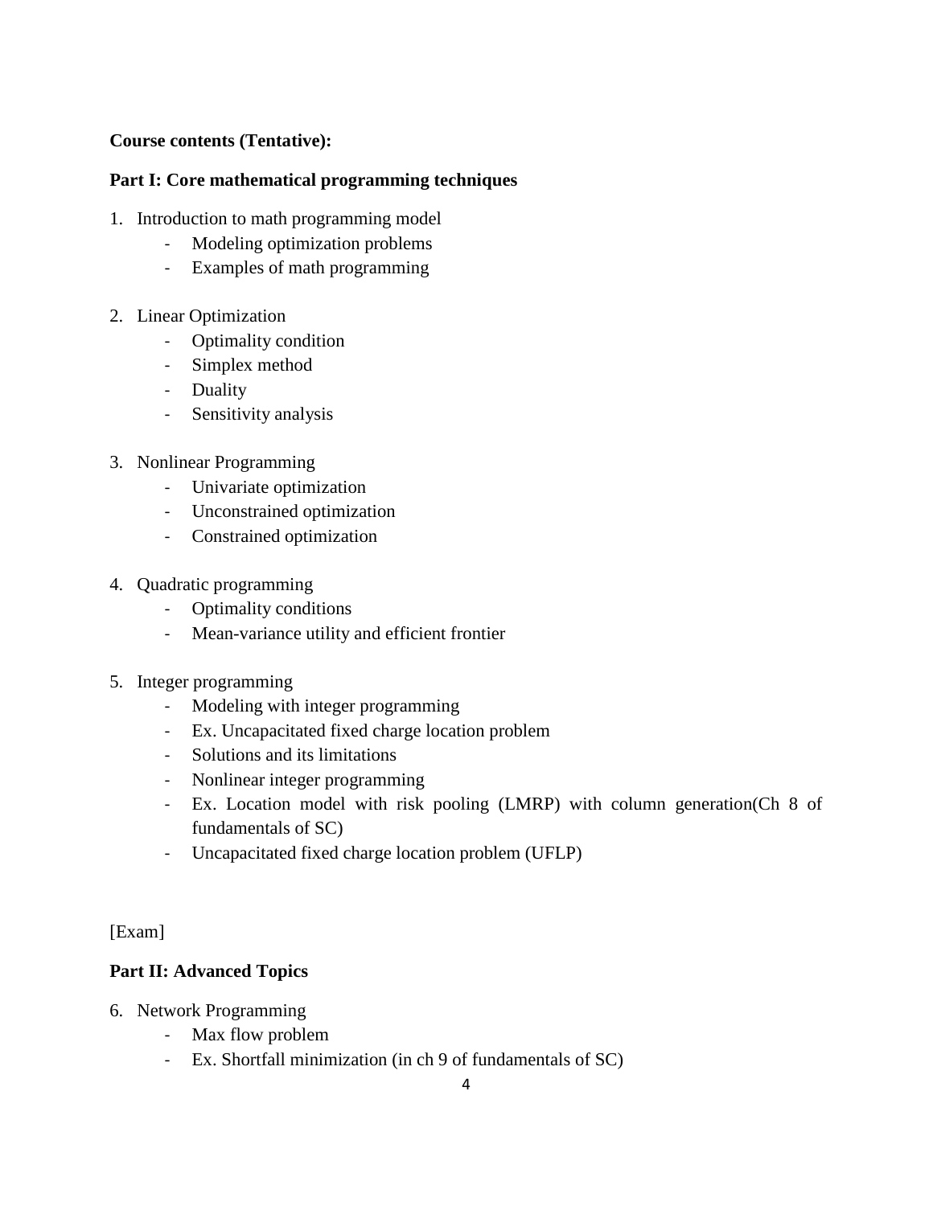**Course contents (Tentative):**

**Part I: Core mathematical programming techniques**

1. Introduction to math programming model
    - Modeling optimization problems
    - Examples of math programming

2. Linear Optimization
    - Optimality condition
    - Simplex method
    - Duality
    - Sensitivity analysis

3. Nonlinear Programming
    - Univariate optimization
    - Unconstrained optimization
    - Constrained optimization

4. Quadratic programming
    - Optimality conditions
    - Mean-variance utility and efficient frontier

5. Integer programming
    - Modeling with integer programming
    - Ex. Uncapacitated fixed charge location problem
    - Solutions and its limitations
    - Nonlinear integer programming
    - Ex. Location model with risk pooling (LMRP) with column generation(Ch 8 of fundamentals of SC)
    - Uncapacitated fixed charge location problem (UFLP)

[Exam]

**Part II: Advanced Topics**

6. Network Programming
    - Max flow problem
    - Ex. Shortfall minimization (in ch 9 of fundamentals of SC)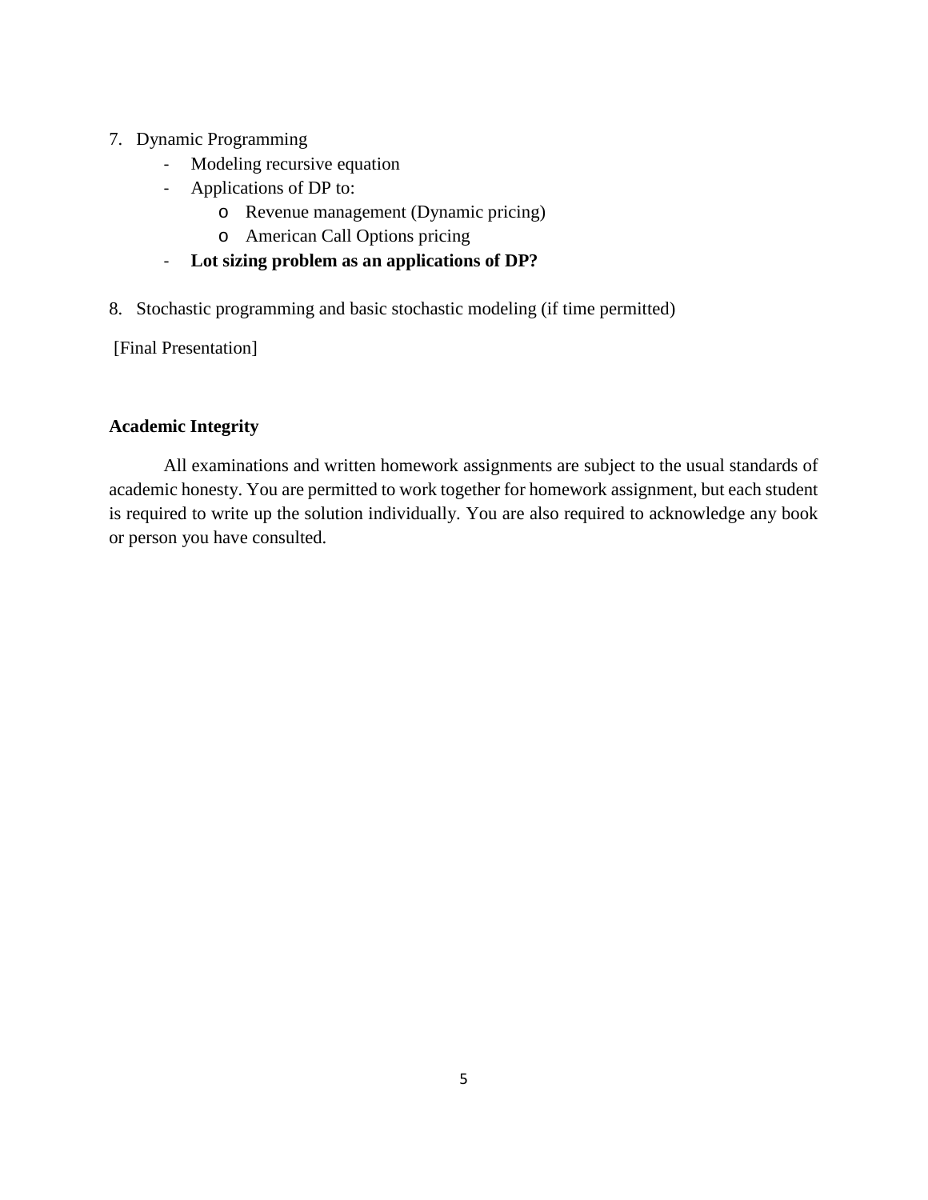7. Dynamic Programming
   - Modeling recursive equation
   - Applications of DP to:
     - Revenue management (Dynamic pricing)
     - American Call Options pricing
   - **Lot sizing problem as an applications of DP?**

8. Stochastic programming and basic stochastic modeling (if time permitted)

[Final Presentation]

**Academic Integrity**

All examinations and written homework assignments are subject to the usual standards of academic honesty. You are permitted to work together for homework assignment, but each student is required to write up the solution individually. You are also required to acknowledge any book or person you have consulted.